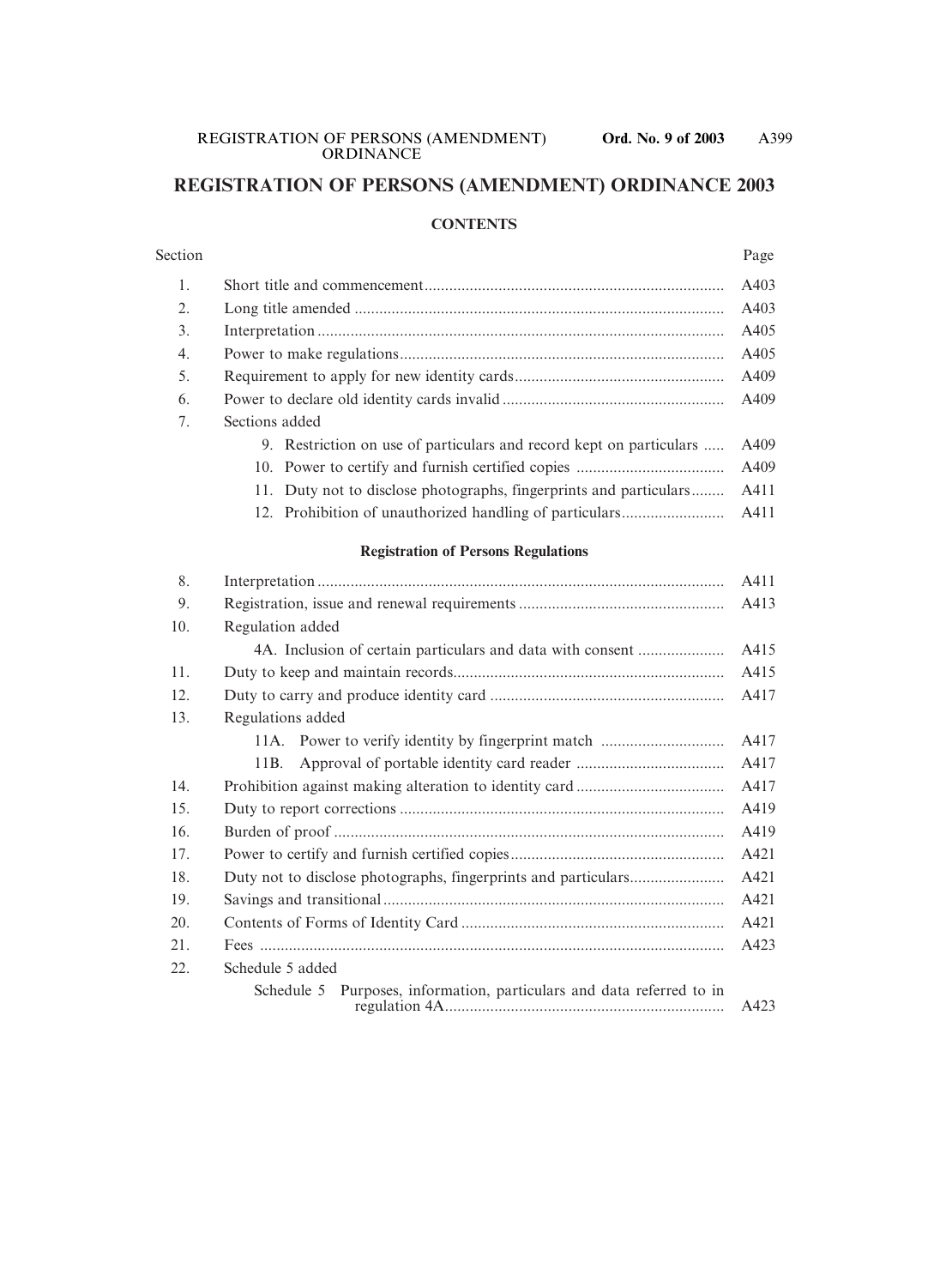# REGISTRATION OF PERSONS (AMENDMENT) ORDINANCE 2003

## CONTENTS

| Section | | Page |
|---|---|---|
| 1. | Short title and commencement | A403 |
| 2. | Long title amended | A403 |
| 3. | Interpretation | A405 |
| 4. | Power to make regulations | A405 |
| 5. | Requirement to apply for new identity cards | A409 |
| 6. | Power to declare old identity cards invalid | A409 |
| 7. | Sections added | |
| | 9. Restriction on use of particulars and record kept on particulars | A409 |
| | 10. Power to certify and furnish certified copies | A409 |
| | 11. Duty not to disclose photographs, fingerprints and particulars | A411 |
| | 12. Prohibition of unauthorized handling of particulars | A411 |

### Registration of Persons Regulations

| Section | | Page |
|---|---|---|
| 8. | Interpretation | A411 |
| 9. | Registration, issue and renewal requirements | A413 |
| 10. | Regulation added | |
| | 4A. Inclusion of certain particulars and data with consent | A415 |
| 11. | Duty to keep and maintain records | A415 |
| 12. | Duty to carry and produce identity card | A417 |
| 13. | Regulations added | |
| | 11A. Power to verify identity by fingerprint match | A417 |
| | 11B. Approval of portable identity card reader | A417 |
| 14. | Prohibition against making alteration to identity card | A417 |
| 15. | Duty to report corrections | A419 |
| 16. | Burden of proof | A419 |
| 17. | Power to certify and furnish certified copies | A421 |
| 18. | Duty not to disclose photographs, fingerprints and particulars | A421 |
| 19. | Savings and transitional | A421 |
| 20. | Contents of Forms of Identity Card | A421 |
| 21. | Fees | A423 |
| 22. | Schedule 5 added | |
| | Schedule 5 Purposes, information, particulars and data referred to in regulation 4A | A423 |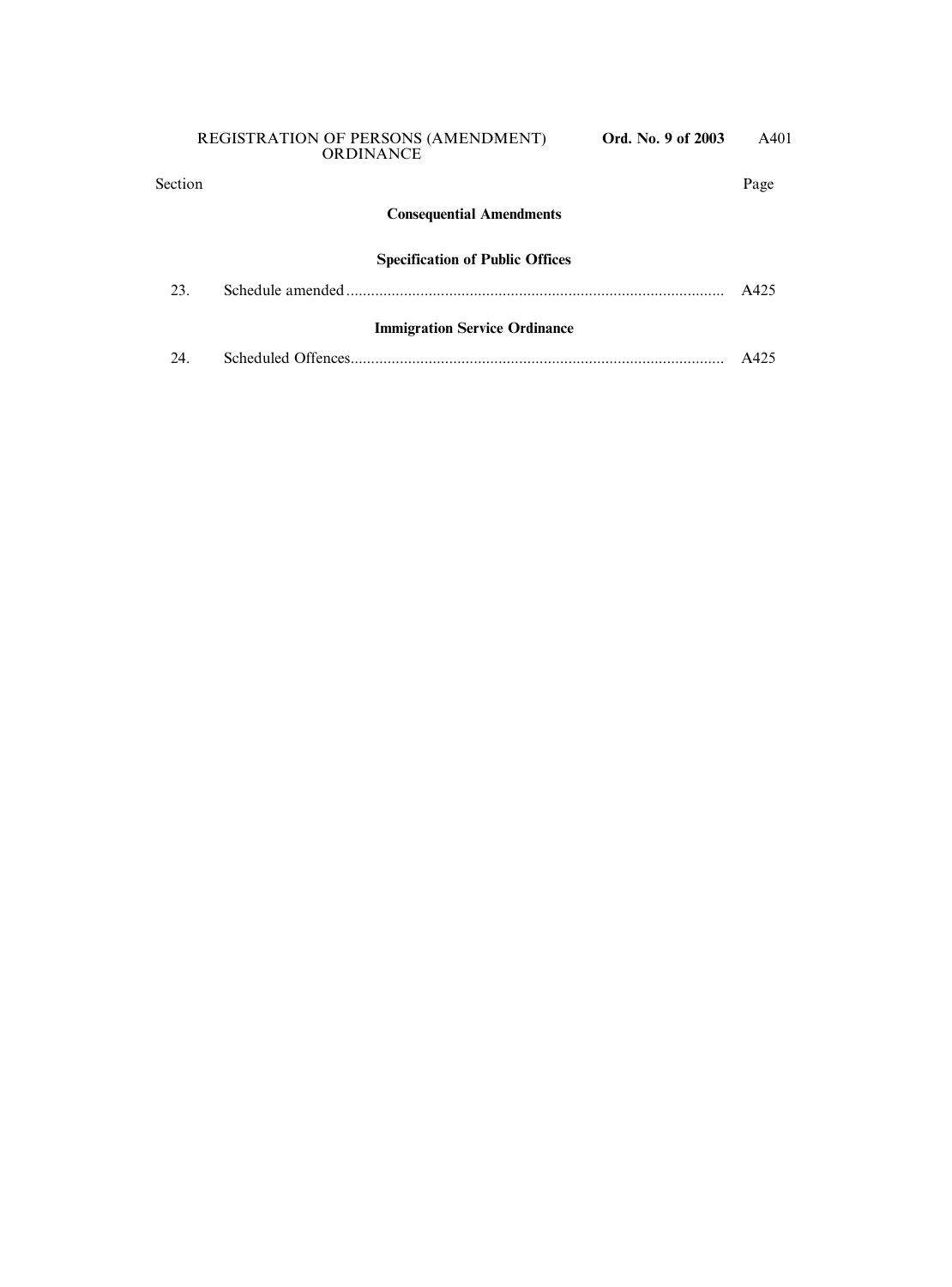| Section | | Page |
|---|---|---|
| | **Consequential Amendments** | |
| | **Specification of Public Offices** | |
| 23. | Schedule amended | A425 |
| | **Immigration Service Ordinance** | |
| 24. | Scheduled Offences | A425 |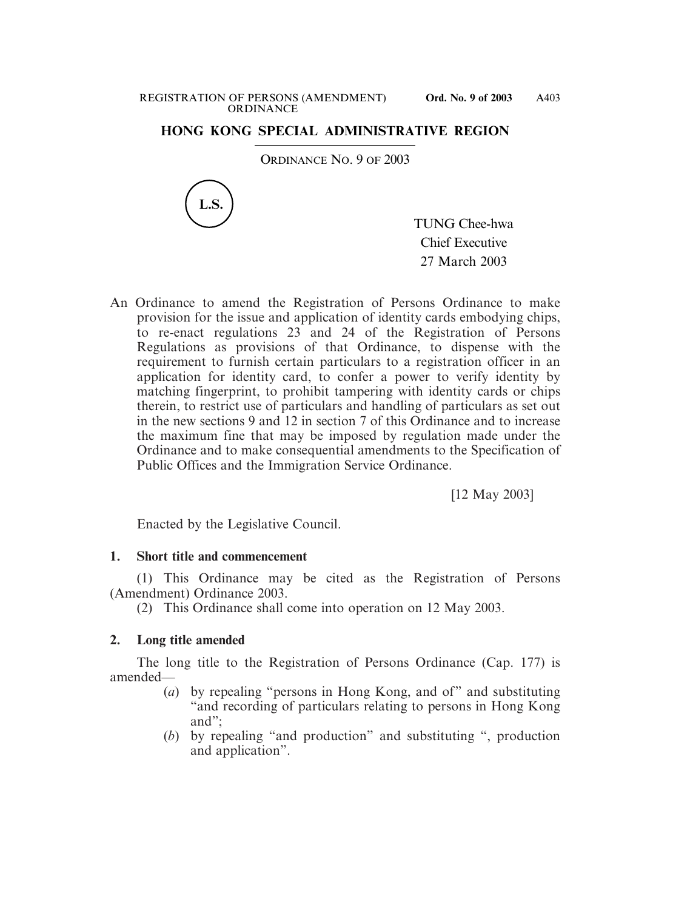# HONG KONG SPECIAL ADMINISTRATIVE REGION

ORDINANCE NO. 9 OF 2003

L.S.

TUNG Chee-hwa
Chief Executive
27 March 2003

An Ordinance to amend the Registration of Persons Ordinance to make provision for the issue and application of identity cards embodying chips, to re-enact regulations 23 and 24 of the Registration of Persons Regulations as provisions of that Ordinance, to dispense with the requirement to furnish certain particulars to a registration officer in an application for identity card, to confer a power to verify identity by matching fingerprint, to prohibit tampering with identity cards or chips therein, to restrict use of particulars and handling of particulars as set out in the new sections 9 and 12 in section 7 of this Ordinance and to increase the maximum fine that may be imposed by regulation made under the Ordinance and to make consequential amendments to the Specification of Public Offices and the Immigration Service Ordinance.

[12 May 2003]

Enacted by the Legislative Council.

**1. Short title and commencement**

(1) This Ordinance may be cited as the Registration of Persons (Amendment) Ordinance 2003.

(2) This Ordinance shall come into operation on 12 May 2003.

**2. Long title amended**

The long title to the Registration of Persons Ordinance (Cap. 177) is amended—

(*a*) by repealing "persons in Hong Kong, and of" and substituting "and recording of particulars relating to persons in Hong Kong and";

(*b*) by repealing "and production" and substituting ", production and application".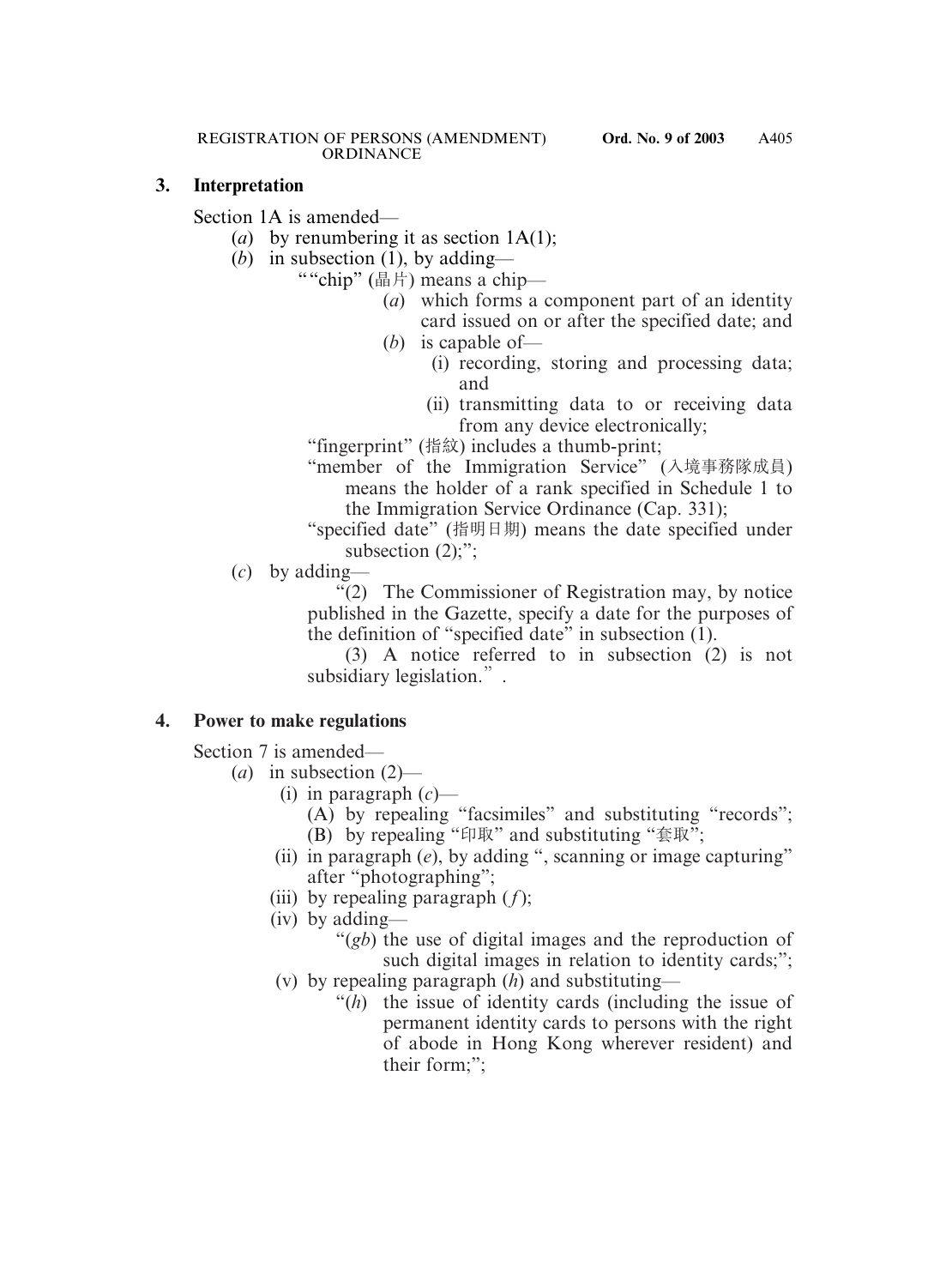### 3. Interpretation

Section 1A is amended—

(*a*) by renumbering it as section 1A(1);

(*b*) in subsection (1), by adding—

""chip" (晶片) means a chip—

(*a*) which forms a component part of an identity card issued on or after the specified date; and

(*b*) is capable of—

(i) recording, storing and processing data; and

(ii) transmitting data to or receiving data from any device electronically;

"fingerprint" (指紋) includes a thumb-print;

"member of the Immigration Service" (入境事務隊成員) means the holder of a rank specified in Schedule 1 to the Immigration Service Ordinance (Cap. 331);

"specified date" (指明日期) means the date specified under subsection (2);";

(*c*) by adding—

"(2) The Commissioner of Registration may, by notice published in the Gazette, specify a date for the purposes of the definition of "specified date" in subsection (1).

(3) A notice referred to in subsection (2) is not subsidiary legislation.".

### 4. Power to make regulations

Section 7 is amended—

(*a*) in subsection (2)—

(i) in paragraph (*c*)—

(A) by repealing "facsimiles" and substituting "records";

(B) by repealing "印取" and substituting "套取";

(ii) in paragraph (*e*), by adding ", scanning or image capturing" after "photographing";

(iii) by repealing paragraph (*f*);

(iv) by adding—

"(*gb*) the use of digital images and the reproduction of such digital images in relation to identity cards;";

(v) by repealing paragraph (*h*) and substituting—

"(*h*) the issue of identity cards (including the issue of permanent identity cards to persons with the right of abode in Hong Kong wherever resident) and their form;";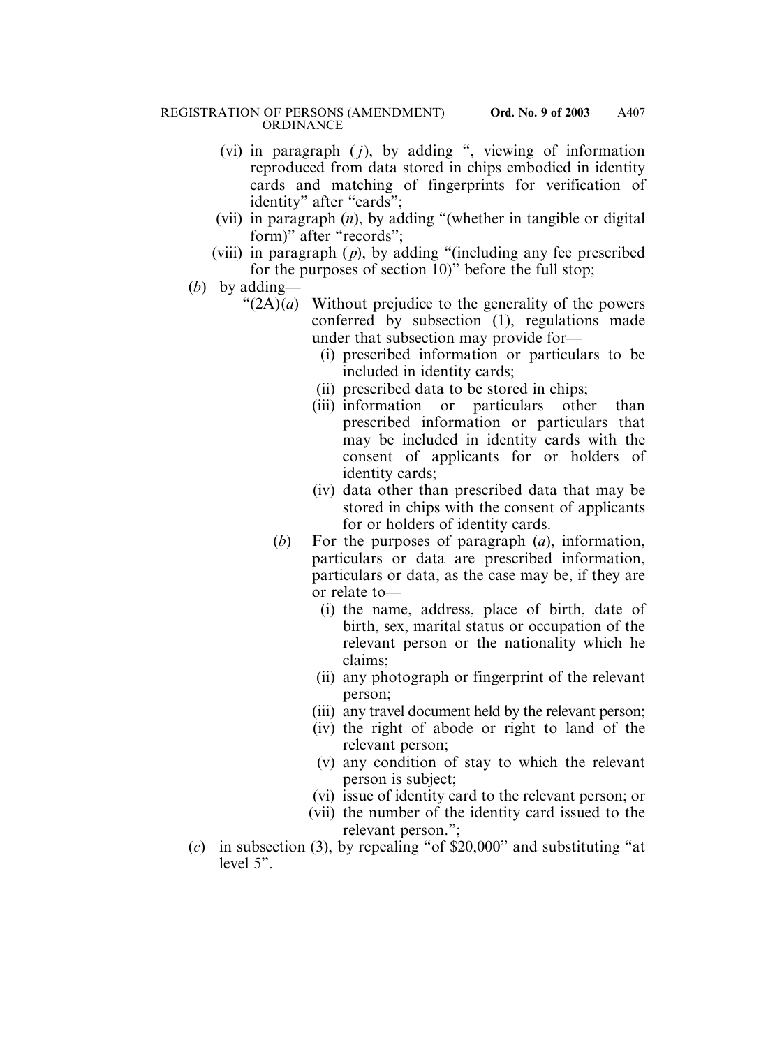(vi) in paragraph (*j*), by adding ", viewing of information reproduced from data stored in chips embodied in identity cards and matching of fingerprints for verification of identity" after "cards";

(vii) in paragraph (*n*), by adding "(whether in tangible or digital form)" after "records";

(viii) in paragraph (*p*), by adding "(including any fee prescribed for the purposes of section 10)" before the full stop;

(*b*) by adding—

"(2A)(*a*) Without prejudice to the generality of the powers conferred by subsection (1), regulations made under that subsection may provide for—

(i) prescribed information or particulars to be included in identity cards;

(ii) prescribed data to be stored in chips;

(iii) information or particulars other than prescribed information or particulars that may be included in identity cards with the consent of applicants for or holders of identity cards;

(iv) data other than prescribed data that may be stored in chips with the consent of applicants for or holders of identity cards.

(*b*) For the purposes of paragraph (*a*), information, particulars or data are prescribed information, particulars or data, as the case may be, if they are or relate to—

(i) the name, address, place of birth, date of birth, sex, marital status or occupation of the relevant person or the nationality which he claims;

(ii) any photograph or fingerprint of the relevant person;

(iii) any travel document held by the relevant person;

(iv) the right of abode or right to land of the relevant person;

(v) any condition of stay to which the relevant person is subject;

(vi) issue of identity card to the relevant person; or

(vii) the number of the identity card issued to the relevant person.";

(*c*) in subsection (3), by repealing "of $20,000" and substituting "at level 5".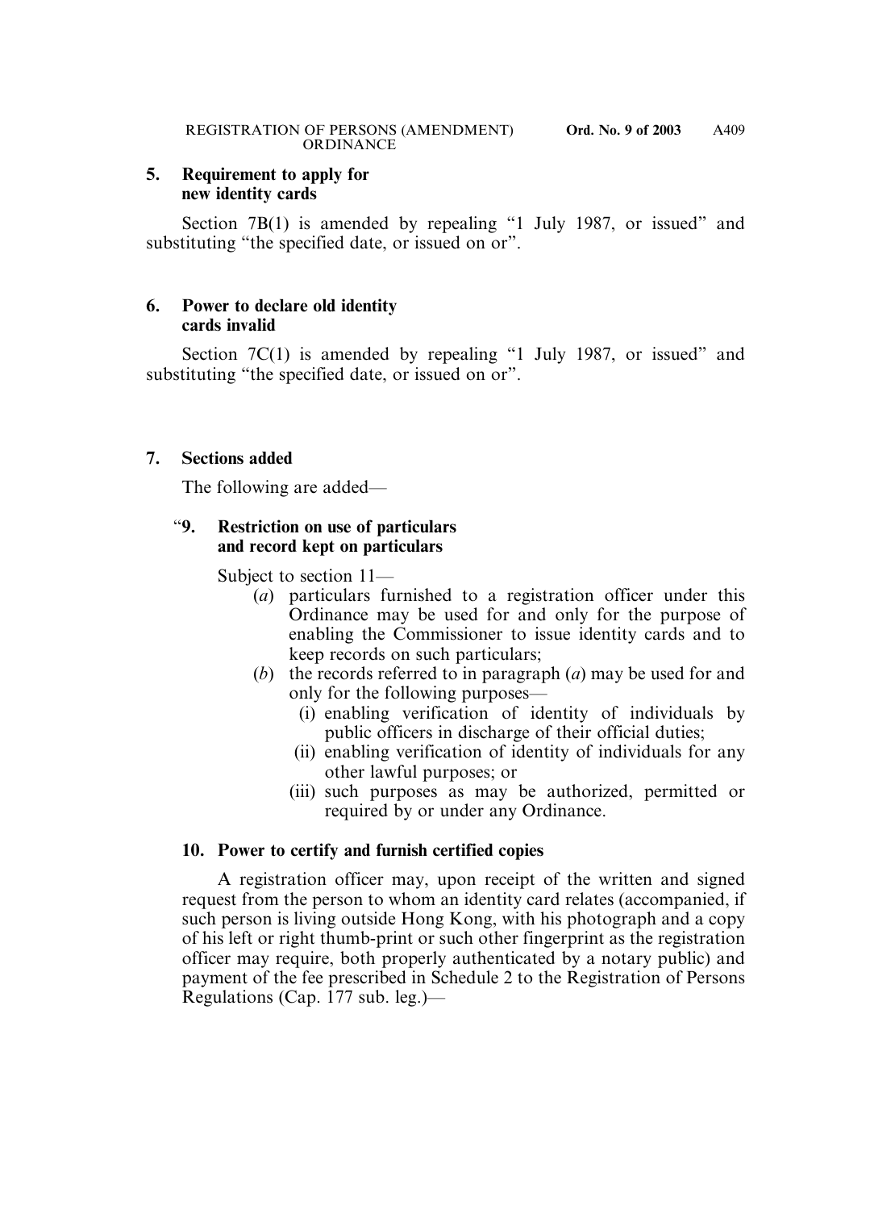## 5. Requirement to apply for new identity cards

Section 7B(1) is amended by repealing "1 July 1987, or issued" and substituting "the specified date, or issued on or".

## 6. Power to declare old identity cards invalid

Section 7C(1) is amended by repealing "1 July 1987, or issued" and substituting "the specified date, or issued on or".

## 7. Sections added

The following are added—

### "9. Restriction on use of particulars and record kept on particulars

Subject to section 11—

- (*a*) particulars furnished to a registration officer under this Ordinance may be used for and only for the purpose of enabling the Commissioner to issue identity cards and to keep records on such particulars;
- (*b*) the records referred to in paragraph (*a*) may be used for and only for the following purposes—
  - (i) enabling verification of identity of individuals by public officers in discharge of their official duties;
  - (ii) enabling verification of identity of individuals for any other lawful purposes; or
  - (iii) such purposes as may be authorized, permitted or required by or under any Ordinance.

### 10. Power to certify and furnish certified copies

A registration officer may, upon receipt of the written and signed request from the person to whom an identity card relates (accompanied, if such person is living outside Hong Kong, with his photograph and a copy of his left or right thumb-print or such other fingerprint as the registration officer may require, both properly authenticated by a notary public) and payment of the fee prescribed in Schedule 2 to the Registration of Persons Regulations (Cap. 177 sub. leg.)—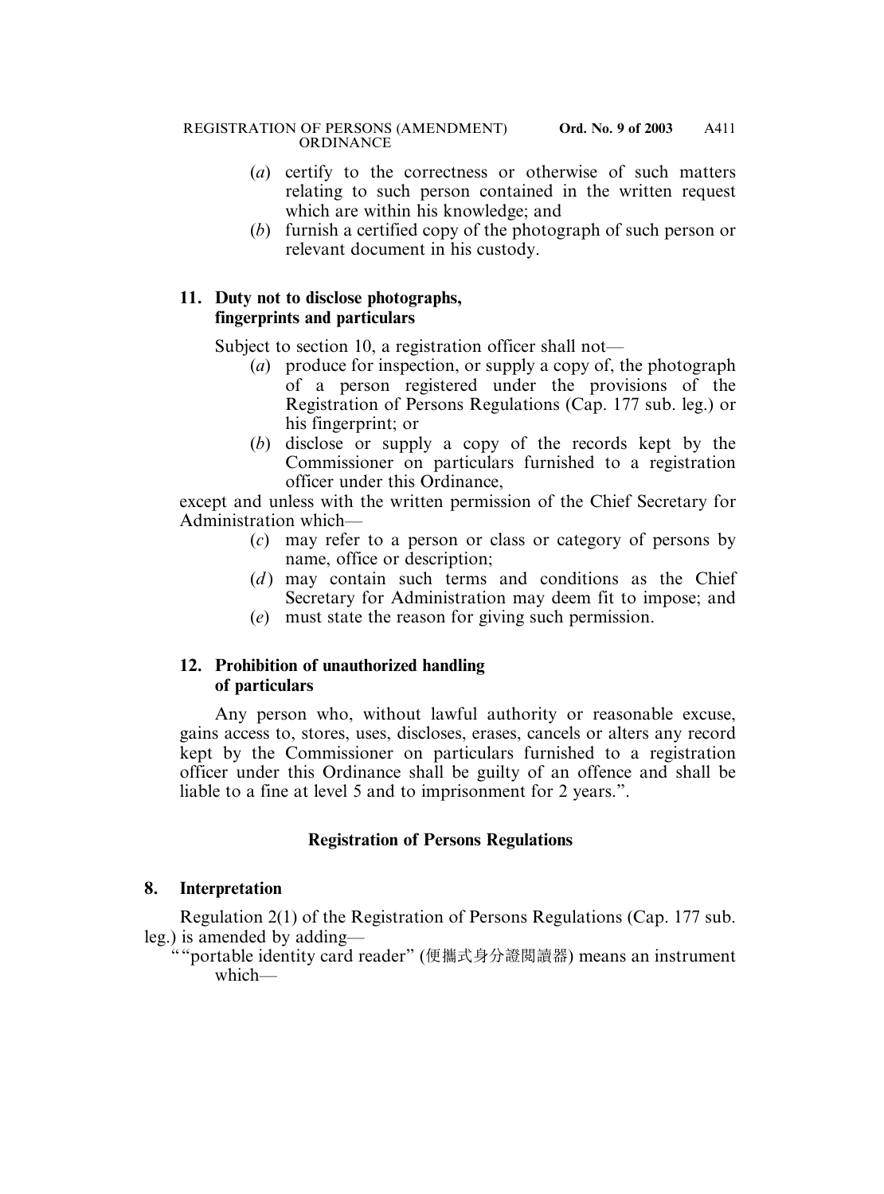(*a*) certify to the correctness or otherwise of such matters relating to such person contained in the written request which are within his knowledge; and

(*b*) furnish a certified copy of the photograph of such person or relevant document in his custody.

**11. Duty not to disclose photographs, fingerprints and particulars**

Subject to section 10, a registration officer shall not—

(*a*) produce for inspection, or supply a copy of, the photograph of a person registered under the provisions of the Registration of Persons Regulations (Cap. 177 sub. leg.) or his fingerprint; or

(*b*) disclose or supply a copy of the records kept by the Commissioner on particulars furnished to a registration officer under this Ordinance,

except and unless with the written permission of the Chief Secretary for Administration which—

(*c*) may refer to a person or class or category of persons by name, office or description;

(*d*) may contain such terms and conditions as the Chief Secretary for Administration may deem fit to impose; and

(*e*) must state the reason for giving such permission.

**12. Prohibition of unauthorized handling of particulars**

Any person who, without lawful authority or reasonable excuse, gains access to, stores, uses, discloses, erases, cancels or alters any record kept by the Commissioner on particulars furnished to a registration officer under this Ordinance shall be guilty of an offence and shall be liable to a fine at level 5 and to imprisonment for 2 years.".

**Registration of Persons Regulations**

**8. Interpretation**

Regulation 2(1) of the Registration of Persons Regulations (Cap. 177 sub. leg.) is amended by adding—

""portable identity card reader" (便攜式身分證閱讀器) means an instrument which—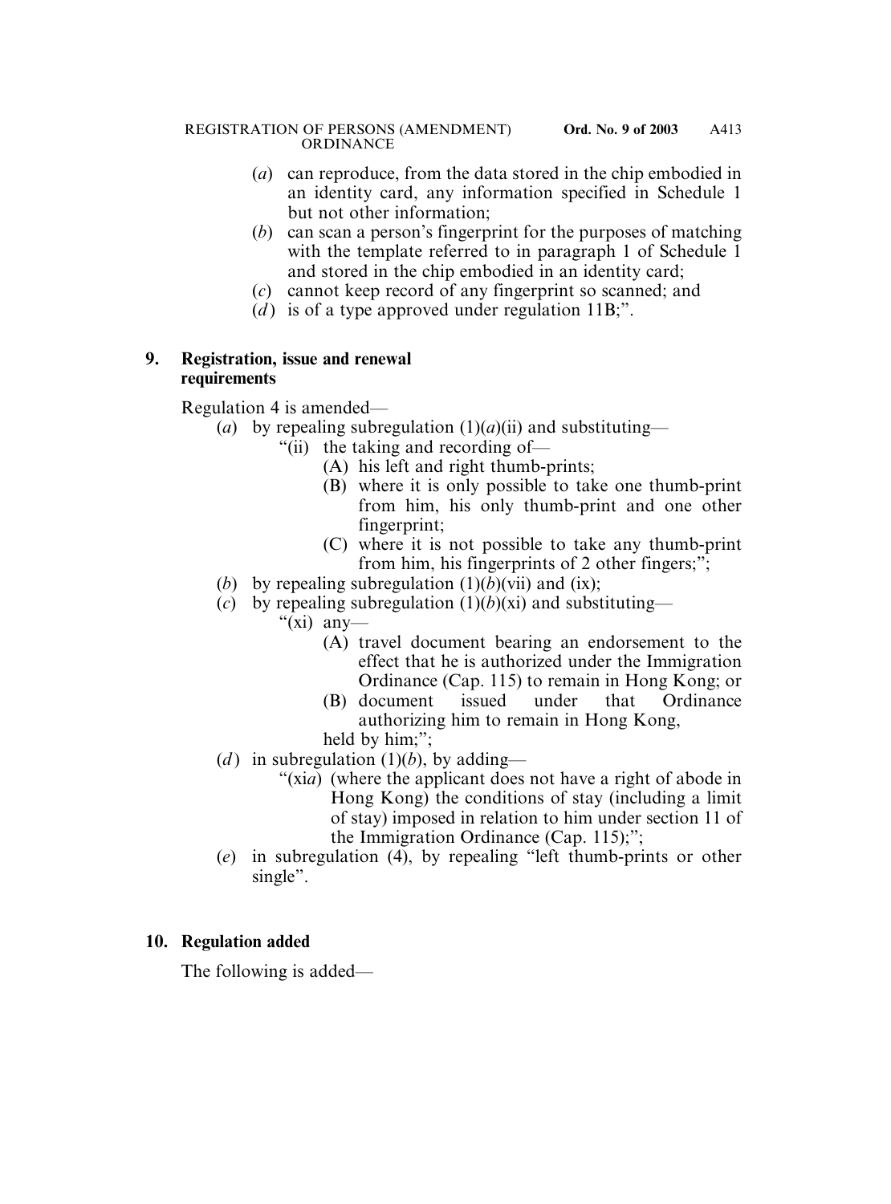(*a*) can reproduce, from the data stored in the chip embodied in an identity card, any information specified in Schedule 1 but not other information;

(*b*) can scan a person's fingerprint for the purposes of matching with the template referred to in paragraph 1 of Schedule 1 and stored in the chip embodied in an identity card;

(*c*) cannot keep record of any fingerprint so scanned; and

(*d*) is of a type approved under regulation 11B;".

**9. Registration, issue and renewal requirements**

Regulation 4 is amended—

(*a*) by repealing subregulation (1)(*a*)(ii) and substituting—

"(ii) the taking and recording of—

(A) his left and right thumb-prints;

(B) where it is only possible to take one thumb-print from him, his only thumb-print and one other fingerprint;

(C) where it is not possible to take any thumb-print from him, his fingerprints of 2 other fingers;";

(*b*) by repealing subregulation (1)(*b*)(vii) and (ix);

(*c*) by repealing subregulation (1)(*b*)(xi) and substituting—

"(xi) any—

(A) travel document bearing an endorsement to the effect that he is authorized under the Immigration Ordinance (Cap. 115) to remain in Hong Kong; or

(B) document issued under that Ordinance authorizing him to remain in Hong Kong,

held by him;";

(*d*) in subregulation (1)(*b*), by adding—

"(xi*a*) (where the applicant does not have a right of abode in Hong Kong) the conditions of stay (including a limit of stay) imposed in relation to him under section 11 of the Immigration Ordinance (Cap. 115);";

(*e*) in subregulation (4), by repealing "left thumb-prints or other single".

**10. Regulation added**

The following is added—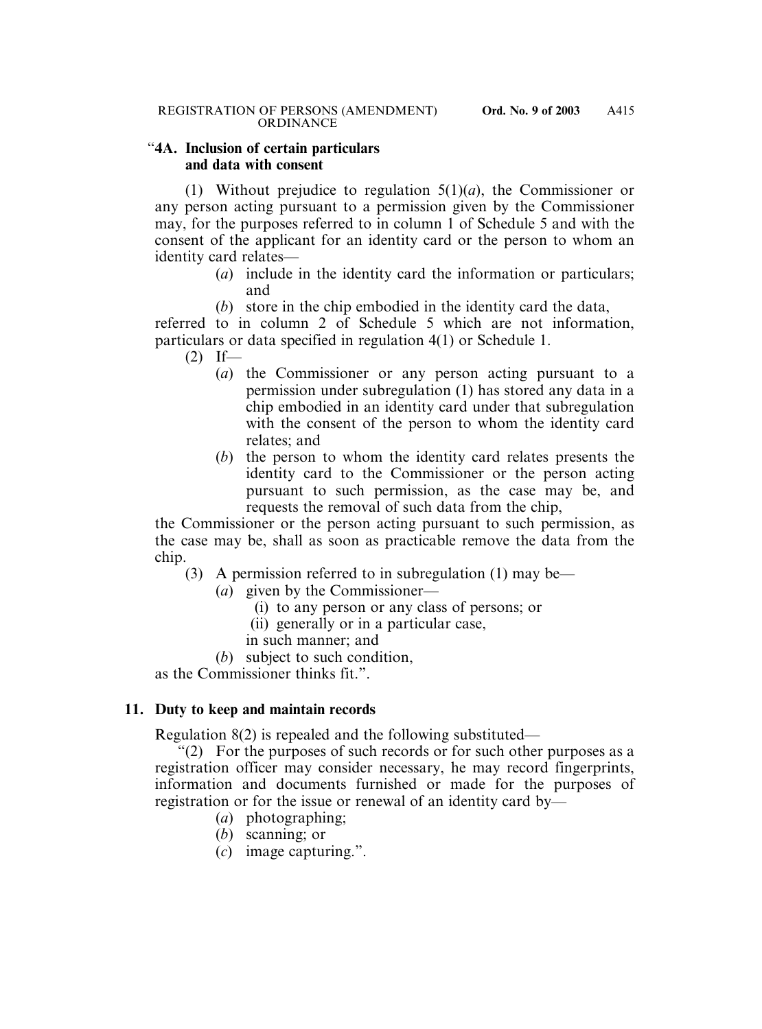"**4A. Inclusion of certain particulars and data with consent**

(1) Without prejudice to regulation 5(1)(*a*), the Commissioner or any person acting pursuant to a permission given by the Commissioner may, for the purposes referred to in column 1 of Schedule 5 and with the consent of the applicant for an identity card or the person to whom an identity card relates—

(*a*) include in the identity card the information or particulars; and

(*b*) store in the chip embodied in the identity card the data,

referred to in column 2 of Schedule 5 which are not information, particulars or data specified in regulation 4(1) or Schedule 1.

(2) If—

(*a*) the Commissioner or any person acting pursuant to a permission under subregulation (1) has stored any data in a chip embodied in an identity card under that subregulation with the consent of the person to whom the identity card relates; and

(*b*) the person to whom the identity card relates presents the identity card to the Commissioner or the person acting pursuant to such permission, as the case may be, and requests the removal of such data from the chip,

the Commissioner or the person acting pursuant to such permission, as the case may be, shall as soon as practicable remove the data from the chip.

(3) A permission referred to in subregulation (1) may be—

(*a*) given by the Commissioner—

(i) to any person or any class of persons; or

(ii) generally or in a particular case,

in such manner; and

(*b*) subject to such condition,

as the Commissioner thinks fit.".

**11. Duty to keep and maintain records**

Regulation 8(2) is repealed and the following substituted—

"(2) For the purposes of such records or for such other purposes as a registration officer may consider necessary, he may record fingerprints, information and documents furnished or made for the purposes of registration or for the issue or renewal of an identity card by—

(*a*) photographing;

(*b*) scanning; or

(*c*) image capturing.".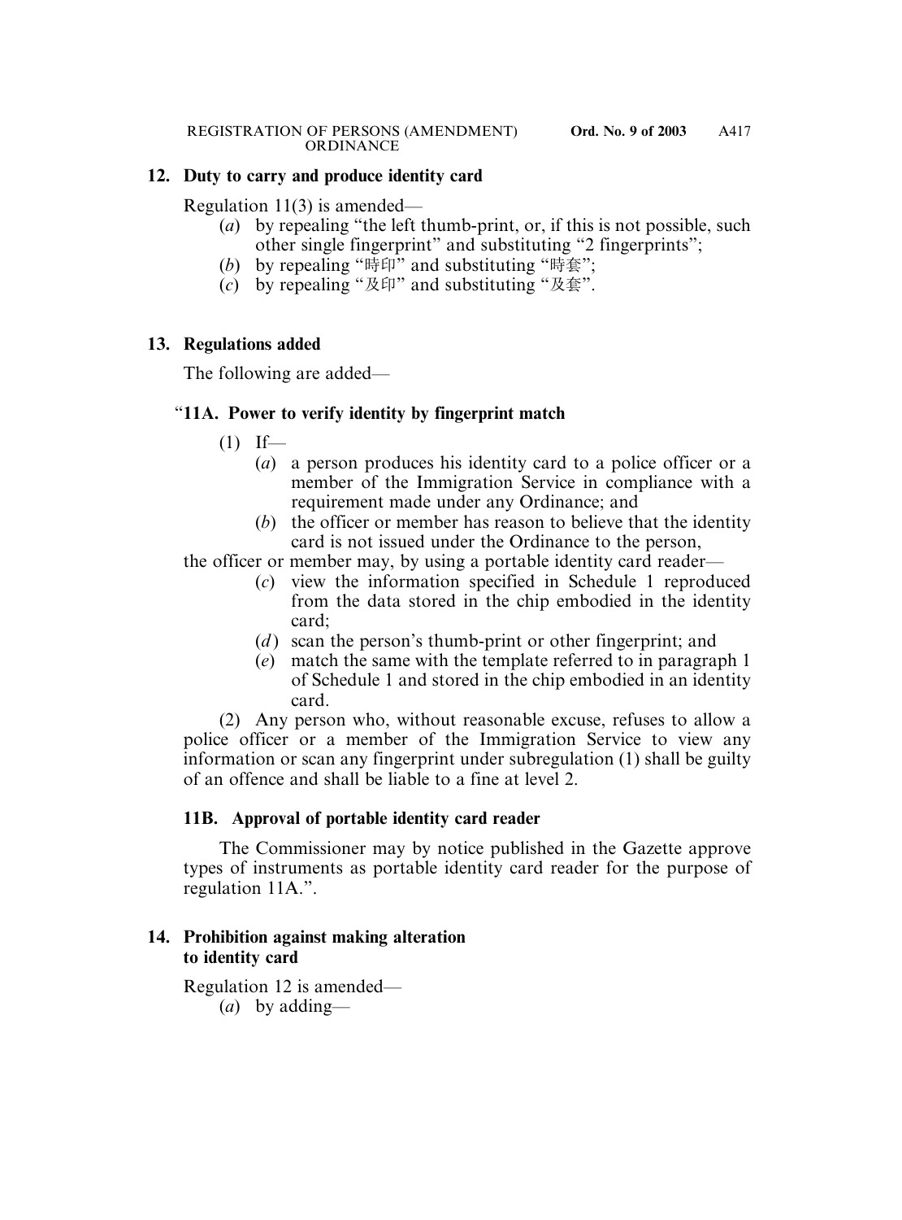## 12. Duty to carry and produce identity card

Regulation 11(3) is amended—

(*a*) by repealing "the left thumb-print, or, if this is not possible, such other single fingerprint" and substituting "2 fingerprints";

(*b*) by repealing "時印" and substituting "時套";

(*c*) by repealing "及印" and substituting "及套".

## 13. Regulations added

The following are added—

### "11A. Power to verify identity by fingerprint match

(1) If—

(*a*) a person produces his identity card to a police officer or a member of the Immigration Service in compliance with a requirement made under any Ordinance; and

(*b*) the officer or member has reason to believe that the identity card is not issued under the Ordinance to the person,

the officer or member may, by using a portable identity card reader—

(*c*) view the information specified in Schedule 1 reproduced from the data stored in the chip embodied in the identity card;

(*d*) scan the person's thumb-print or other fingerprint; and

(*e*) match the same with the template referred to in paragraph 1 of Schedule 1 and stored in the chip embodied in an identity card.

(2) Any person who, without reasonable excuse, refuses to allow a police officer or a member of the Immigration Service to view any information or scan any fingerprint under subregulation (1) shall be guilty of an offence and shall be liable to a fine at level 2.

### 11B. Approval of portable identity card reader

The Commissioner may by notice published in the Gazette approve types of instruments as portable identity card reader for the purpose of regulation 11A.".

## 14. Prohibition against making alteration to identity card

Regulation 12 is amended—

(*a*) by adding—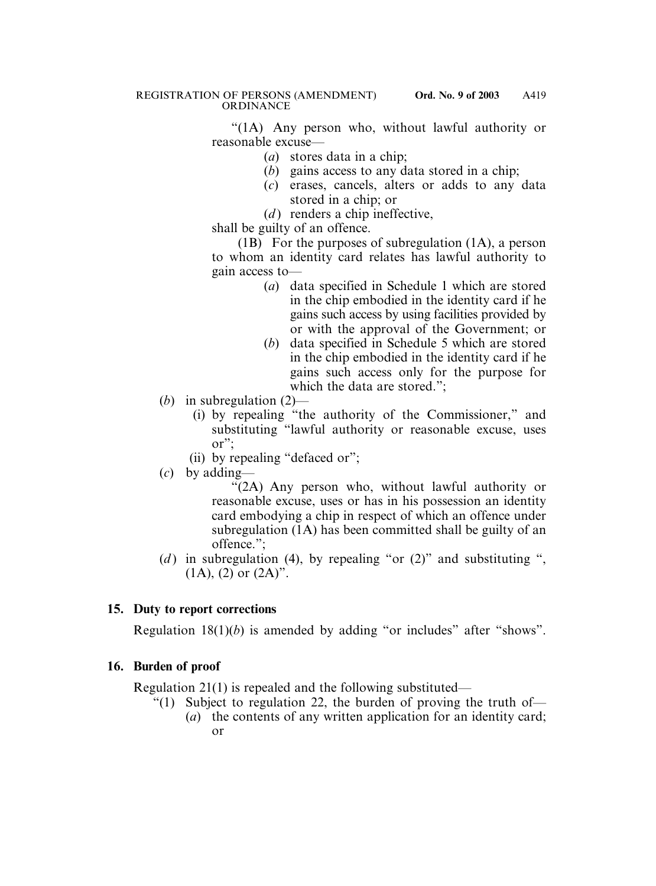"(1A) Any person who, without lawful authority or reasonable excuse—

(*a*) stores data in a chip;

(*b*) gains access to any data stored in a chip;

(*c*) erases, cancels, alters or adds to any data stored in a chip; or

(*d*) renders a chip ineffective,

shall be guilty of an offence.

(1B) For the purposes of subregulation (1A), a person to whom an identity card relates has lawful authority to gain access to—

(*a*) data specified in Schedule 1 which are stored in the chip embodied in the identity card if he gains such access by using facilities provided by or with the approval of the Government; or

(*b*) data specified in Schedule 5 which are stored in the chip embodied in the identity card if he gains such access only for the purpose for which the data are stored.";

(*b*) in subregulation (2)—

(i) by repealing "the authority of the Commissioner," and substituting "lawful authority or reasonable excuse, uses or";

(ii) by repealing "defaced or";

(*c*) by adding—

"(2A) Any person who, without lawful authority or reasonable excuse, uses or has in his possession an identity card embodying a chip in respect of which an offence under subregulation (1A) has been committed shall be guilty of an offence.";

(*d*) in subregulation (4), by repealing "or (2)" and substituting ", (1A), (2) or (2A)".

**15. Duty to report corrections**

Regulation 18(1)(*b*) is amended by adding "or includes" after "shows".

**16. Burden of proof**

Regulation 21(1) is repealed and the following substituted—

"(1) Subject to regulation 22, the burden of proving the truth of—

(*a*) the contents of any written application for an identity card; or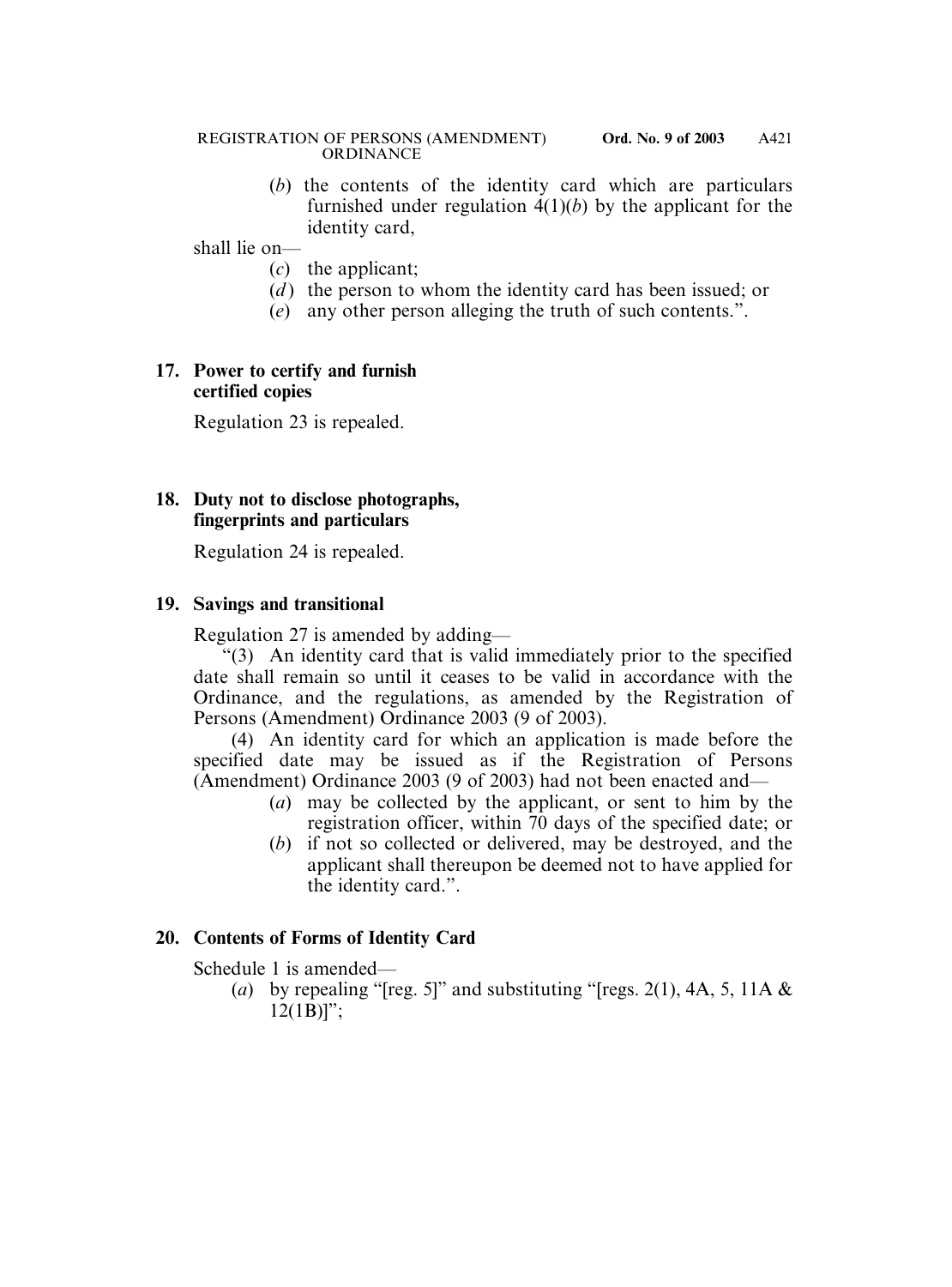(*b*) the contents of the identity card which are particulars furnished under regulation 4(1)(*b*) by the applicant for the identity card,

shall lie on—

(*c*) the applicant;

(*d*) the person to whom the identity card has been issued; or

(*e*) any other person alleging the truth of such contents.".

**17. Power to certify and furnish certified copies**

Regulation 23 is repealed.

**18. Duty not to disclose photographs, fingerprints and particulars**

Regulation 24 is repealed.

**19. Savings and transitional**

Regulation 27 is amended by adding—

"(3) An identity card that is valid immediately prior to the specified date shall remain so until it ceases to be valid in accordance with the Ordinance, and the regulations, as amended by the Registration of Persons (Amendment) Ordinance 2003 (9 of 2003).

(4) An identity card for which an application is made before the specified date may be issued as if the Registration of Persons (Amendment) Ordinance 2003 (9 of 2003) had not been enacted and—

(*a*) may be collected by the applicant, or sent to him by the registration officer, within 70 days of the specified date; or

(*b*) if not so collected or delivered, may be destroyed, and the applicant shall thereupon be deemed not to have applied for the identity card.".

**20. Contents of Forms of Identity Card**

Schedule 1 is amended—

(*a*) by repealing "[reg. 5]" and substituting "[regs. 2(1), 4A, 5, 11A & 12(1B)]";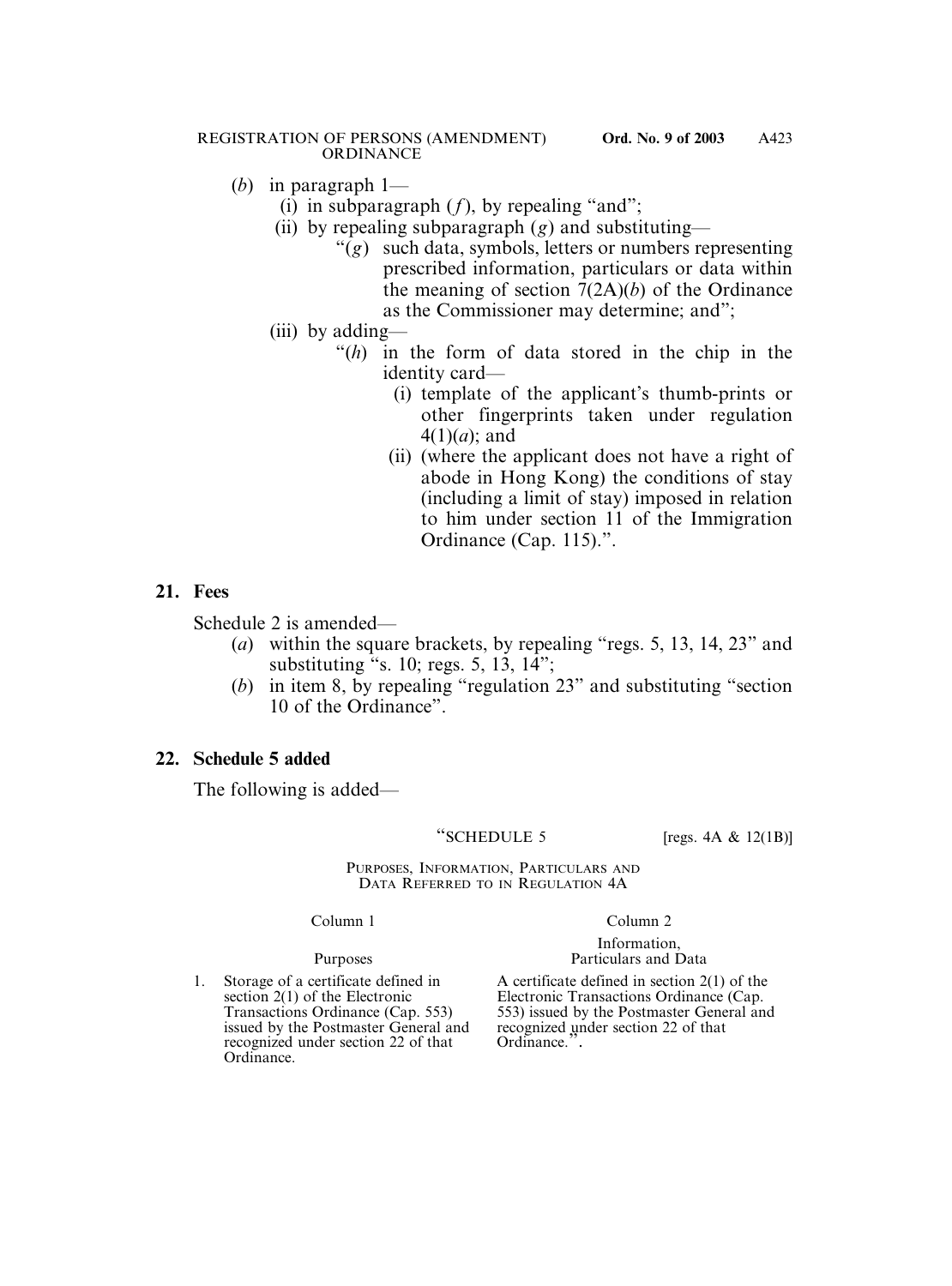(*b*) in paragraph 1—

(i) in subparagraph (*f*), by repealing "and";

(ii) by repealing subparagraph (*g*) and substituting—

"(*g*) such data, symbols, letters or numbers representing prescribed information, particulars or data within the meaning of section 7(2A)(*b*) of the Ordinance as the Commissioner may determine; and";

(iii) by adding—

"(*h*) in the form of data stored in the chip in the identity card—

(i) template of the applicant's thumb-prints or other fingerprints taken under regulation 4(1)(*a*); and

(ii) (where the applicant does not have a right of abode in Hong Kong) the conditions of stay (including a limit of stay) imposed in relation to him under section 11 of the Immigration Ordinance (Cap. 115).".

## 21. Fees

Schedule 2 is amended—

(*a*) within the square brackets, by repealing "regs. 5, 13, 14, 23" and substituting "s. 10; regs. 5, 13, 14";

(*b*) in item 8, by repealing "regulation 23" and substituting "section 10 of the Ordinance".

## 22. Schedule 5 added

The following is added—

"SCHEDULE 5 [regs. 4A & 12(1B)]

PURPOSES, INFORMATION, PARTICULARS AND DATA REFERRED TO IN REGULATION 4A

| | Column 1<br><br>Purposes | Column 2<br><br>Information, Particulars and Data |
|---|---|---|
| 1. | Storage of a certificate defined in section 2(1) of the Electronic Transactions Ordinance (Cap. 553) issued by the Postmaster General and recognized under section 22 of that Ordinance. | A certificate defined in section 2(1) of the Electronic Transactions Ordinance (Cap. 553) issued by the Postmaster General and recognized under section 22 of that Ordinance.". |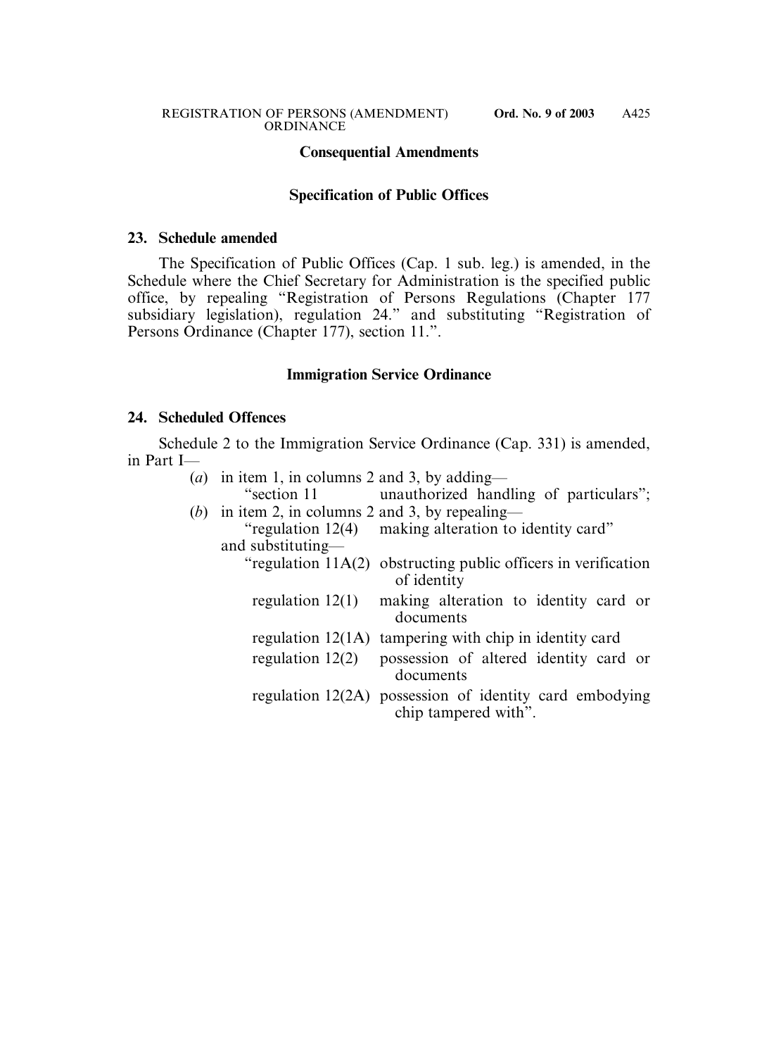## Consequential Amendments

### Specification of Public Offices

**23. Schedule amended**

The Specification of Public Offices (Cap. 1 sub. leg.) is amended, in the Schedule where the Chief Secretary for Administration is the specified public office, by repealing "Registration of Persons Regulations (Chapter 177 subsidiary legislation), regulation 24." and substituting "Registration of Persons Ordinance (Chapter 177), section 11.".

### Immigration Service Ordinance

**24. Scheduled Offences**

Schedule 2 to the Immigration Service Ordinance (Cap. 331) is amended, in Part I—

(*a*) in item 1, in columns 2 and 3, by adding—

"section 11 unauthorized handling of particulars";

(*b*) in item 2, in columns 2 and 3, by repealing—

"regulation 12(4) making alteration to identity card"

and substituting—

"regulation 11A(2) obstructing public officers in verification of identity

regulation 12(1) making alteration to identity card or documents

regulation 12(1A) tampering with chip in identity card

regulation 12(2) possession of altered identity card or documents

regulation 12(2A) possession of identity card embodying chip tampered with".